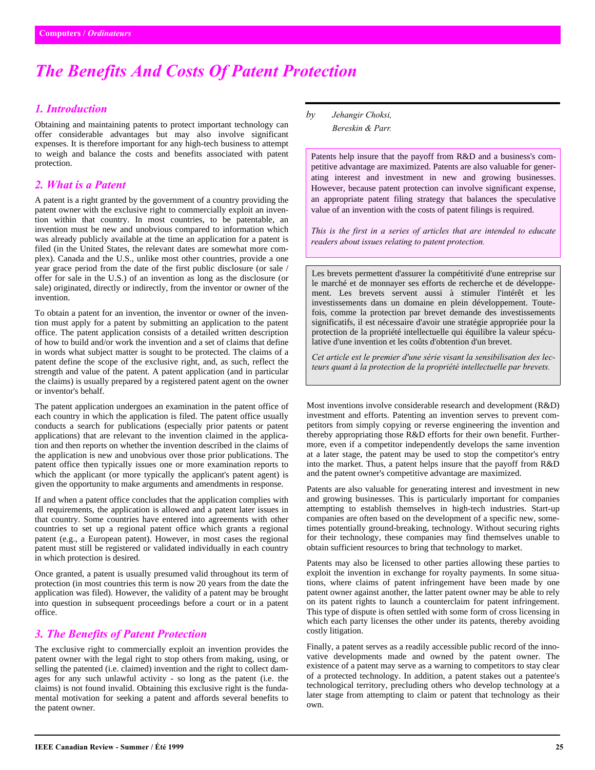Computers / *Ordinateurs*

# The Benefits And Costs Of Patent Protection

*by Jehangir Choksi, Bereskin & Parr.*

Patents help insure that the payoff from R&D and a business's competitive advantage are maximized. Patents are also valuable for generating interest and investment in new and growing businesses. However, because patent protection can involve significant expense, an appropriate patent filing strategy that balances the speculative value of an invention with the costs of patent filings is required.

*This is the first in a series of articles that are intended to educate readers about issues relating to patent protection.*

Les brevets permettent d'assurer la compétitivité d'une entreprise sur le marché et de monnayer ses efforts de recherche et de développement. Les brevets servent aussi à stimuler l'intérêt et les investissements dans un domaine en plein développement. Toutefois, comme la protection par brevet demande des investissements significatifs, il est nécessaire d'avoir une stratégie appropriée pour la protection de la propriété intellectuelle qui équilibre la valeur spéculative d'une invention et les coûts d'obtention d'un brevet.

*Cet article est le premier d'une série visant la sensibilisation des lecteurs quant à la protection de la propriété intellectuelle par brevets.*

## 1. Introduction

Obtaining and maintaining patents to protect important technology can offer considerable advantages but may also involve significant expenses. It is therefore important for any high-tech business to attempt to weigh and balance the costs and benefits associated with patent protection.

## 2. What is a Patent

A patent is a right granted by the government of a country providing the patent owner with the exclusive right to commercially exploit an invention within that country. In most countries, to be patentable, an invention must be new and unobvious compared to information which was already publicly available at the time an application for a patent is filed (in the United States, the relevant dates are somewhat more complex). Canada and the U.S., unlike most other countries, provide a one year grace period from the date of the first public disclosure (or sale / offer for sale in the U.S.) of an invention as long as the disclosure (or sale) originated, directly or indirectly, from the inventor or owner of the invention.

To obtain a patent for an invention, the inventor or owner of the invention must apply for a patent by submitting an application to the patent office. The patent application consists of a detailed written description of how to build and/or work the invention and a set of claims that define in words what subject matter is sought to be protected. The claims of a patent define the scope of the exclusive right, and, as such, reflect the strength and value of the patent. A patent application (and in particular the claims) is usually prepared by a registered patent agent on the owner or inventor's behalf.

The patent application undergoes an examination in the patent office of each country in which the application is filed. The patent office usually conducts a search for publications (especially prior patents or patent applications) that are relevant to the invention claimed in the application and then reports on whether the invention described in the claims of the application is new and unobvious over those prior publications. The patent office then typically issues one or more examination reports to which the applicant (or more typically the applicant's patent agent) is given the opportunity to make arguments and amendments in response.

If and when a patent office concludes that the application complies with all requirements, the application is allowed and a patent later issues in that country. Some countries have entered into agreements with other countries to set up a regional patent office which grants a regional patent (e.g., a European patent). However, in most cases the regional patent must still be registered or validated individually in each country in which protection is desired.

Once granted, a patent is usually presumed valid throughout its term of protection (in most countries this term is now 20 years from the date the application was filed). However, the validity of a patent may be brought into question in subsequent proceedings before a court or in a patent office.

## 3. The Benefits of Patent Protection

The exclusive right to commercially exploit an invention provides the patent owner with the legal right to stop others from making, using, or selling the patented (i.e. claimed) invention and the right to collect damages for any such unlawful activity - so long as the patent (i.e. the claims) is not found invalid. Obtaining this exclusive right is the fundamental motivation for seeking a patent and affords several benefits to the patent owner.

Most inventions involve considerable research and development (R&D) investment and efforts. Patenting an invention serves to prevent competitors from simply copying or reverse engineering the invention and thereby appropriating those R&D efforts for their own benefit. Furthermore, even if a competitor independently develops the same invention at a later stage, the patent may be used to stop the competitor's entry into the market. Thus, a patent helps insure that the payoff from R&D and the patent owner's competitive advantage are maximized.

Patents are also valuable for generating interest and investment in new and growing businesses. This is particularly important for companies attempting to establish themselves in high-tech industries. Start-up companies are often based on the development of a specific new, sometimes potentially ground-breaking, technology. Without securing rights for their technology, these companies may find themselves unable to obtain sufficient resources to bring that technology to market.

Patents may also be licensed to other parties allowing these parties to exploit the invention in exchange for royalty payments. In some situations, where claims of patent infringement have been made by one patent owner against another, the latter patent owner may be able to rely on its patent rights to launch a counterclaim for patent infringement. This type of dispute is often settled with some form of cross licensing in which each party licenses the other under its patents, thereby avoiding costly litigation.

Finally, a patent serves as a readily accessible public record of the innovative developments made and owned by the patent owner. The existence of a patent may serve as a warning to competitors to stay clear of a protected technology. In addition, a patent stakes out a patentee's technological territory, precluding others who develop technology at a later stage from attempting to claim or patent that technology as their own.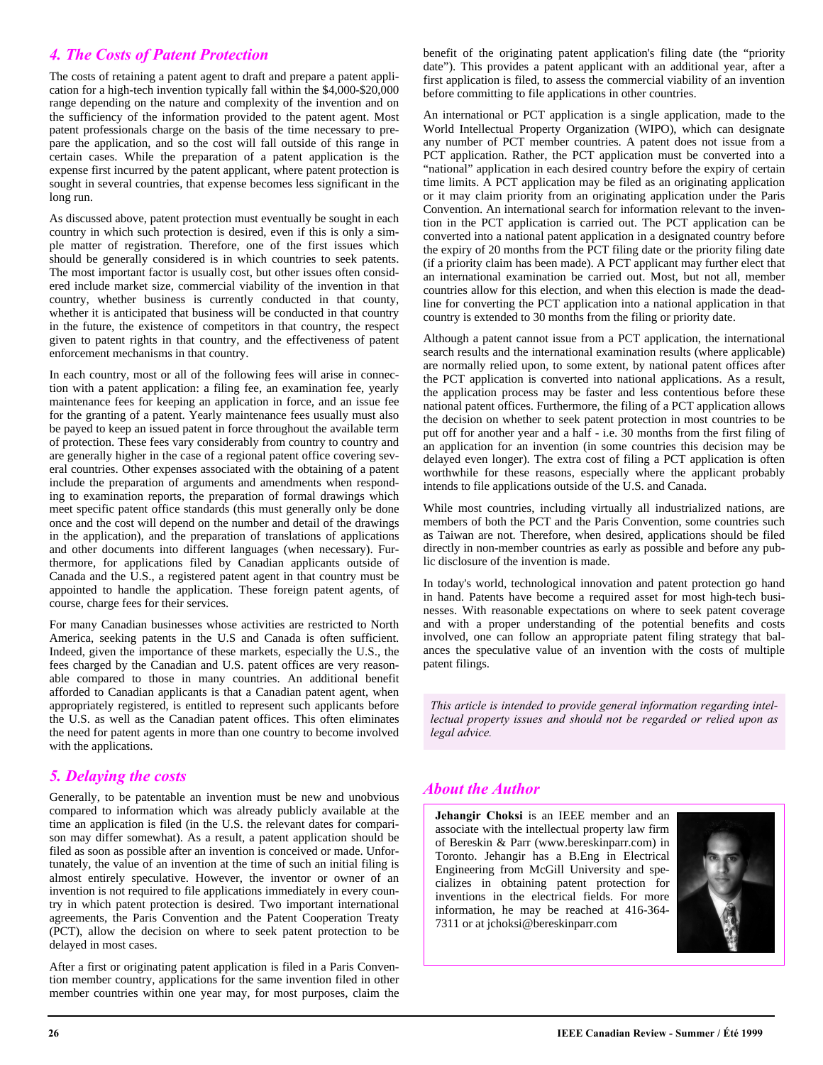## 4. The Costs of Patent Protection

The costs of retaining a patent agent to draft and prepare a patent application for a high-tech invention typically fall within the $4,000-$20,000 range depending on the nature and complexity of the invention and on the sufficiency of the information provided to the patent agent. Most patent professionals charge on the basis of the time necessary to prepare the application, and so the cost will fall outside of this range in certain cases. While the preparation of a patent application is the expense first incurred by the patent applicant, where patent protection is sought in several countries, that expense becomes less significant in the long run.

As discussed above, patent protection must eventually be sought in each country in which such protection is desired, even if this is only a simple matter of registration. Therefore, one of the first issues which should be generally considered is in which countries to seek patents. The most important factor is usually cost, but other issues often considered include market size, commercial viability of the invention in that country, whether business is currently conducted in that county, whether it is anticipated that business will be conducted in that country in the future, the existence of competitors in that country, the respect given to patent rights in that country, and the effectiveness of patent enforcement mechanisms in that country.

In each country, most or all of the following fees will arise in connection with a patent application: a filing fee, an examination fee, yearly maintenance fees for keeping an application in force, and an issue fee for the granting of a patent. Yearly maintenance fees usually must also be payed to keep an issued patent in force throughout the available term of protection. These fees vary considerably from country to country and are generally higher in the case of a regional patent office covering several countries. Other expenses associated with the obtaining of a patent include the preparation of arguments and amendments when responding to examination reports, the preparation of formal drawings which meet specific patent office standards (this must generally only be done once and the cost will depend on the number and detail of the drawings in the application), and the preparation of translations of applications and other documents into different languages (when necessary). Furthermore, for applications filed by Canadian applicants outside of Canada and the U.S., a registered patent agent in that country must be appointed to handle the application. These foreign patent agents, of course, charge fees for their services.

For many Canadian businesses whose activities are restricted to North America, seeking patents in the U.S and Canada is often sufficient. Indeed, given the importance of these markets, especially the U.S., the fees charged by the Canadian and U.S. patent offices are very reasonable compared to those in many countries. An additional benefit afforded to Canadian applicants is that a Canadian patent agent, when appropriately registered, is entitled to represent such applicants before the U.S. as well as the Canadian patent offices. This often eliminates the need for patent agents in more than one country to become involved with the applications.

## 5. Delaying the costs

Generally, to be patentable an invention must be new and unobvious compared to information which was already publicly available at the time an application is filed (in the U.S. the relevant dates for comparison may differ somewhat). As a result, a patent application should be filed as soon as possible after an invention is conceived or made. Unfortunately, the value of an invention at the time of such an initial filing is almost entirely speculative. However, the inventor or owner of an invention is not required to file applications immediately in every country in which patent protection is desired. Two important international agreements, the Paris Convention and the Patent Cooperation Treaty (PCT), allow the decision on where to seek patent protection to be delayed in most cases.

After a first or originating patent application is filed in a Paris Convention member country, applications for the same invention filed in other member countries within one year may, for most purposes, claim the benefit of the originating patent application's filing date (the "priority date"). This provides a patent applicant with an additional year, after a first application is filed, to assess the commercial viability of an invention before committing to file applications in other countries.

An international or PCT application is a single application, made to the World Intellectual Property Organization (WIPO), which can designate any number of PCT member countries. A patent does not issue from a PCT application. Rather, the PCT application must be converted into a "national" application in each desired country before the expiry of certain time limits. A PCT application may be filed as an originating application or it may claim priority from an originating application under the Paris Convention. An international search for information relevant to the invention in the PCT application is carried out. The PCT application can be converted into a national patent application in a designated country before the expiry of 20 months from the PCT filing date or the priority filing date (if a priority claim has been made). A PCT applicant may further elect that an international examination be carried out. Most, but not all, member countries allow for this election, and when this election is made the deadline for converting the PCT application into a national application in that country is extended to 30 months from the filing or priority date.

Although a patent cannot issue from a PCT application, the international search results and the international examination results (where applicable) are normally relied upon, to some extent, by national patent offices after the PCT application is converted into national applications. As a result, the application process may be faster and less contentious before these national patent offices. Furthermore, the filing of a PCT application allows the decision on whether to seek patent protection in most countries to be put off for another year and a half - i.e. 30 months from the first filing of an application for an invention (in some countries this decision may be delayed even longer). The extra cost of filing a PCT application is often worthwhile for these reasons, especially where the applicant probably intends to file applications outside of the U.S. and Canada.

While most countries, including virtually all industrialized nations, are members of both the PCT and the Paris Convention, some countries such as Taiwan are not. Therefore, when desired, applications should be filed directly in non-member countries as early as possible and before any public disclosure of the invention is made.

In today's world, technological innovation and patent protection go hand in hand. Patents have become a required asset for most high-tech businesses. With reasonable expectations on where to seek patent coverage and with a proper understanding of the potential benefits and costs involved, one can follow an appropriate patent filing strategy that balances the speculative value of an invention with the costs of multiple patent filings.

*This article is intended to provide general information regarding intellectual property issues and should not be regarded or relied upon as legal advice.*

## About the Author

**Jehangir Choksi** is an IEEE member and an associate with the intellectual property law firm of Bereskin & Parr (www.bereskinparr.com) in Toronto. Jehangir has a B.Eng in Electrical Engineering from McGill University and specializes in obtaining patent protection for inventions in the electrical fields. For more information, he may be reached at 416-364-7311 or at jchoksi@bereskinparr.com